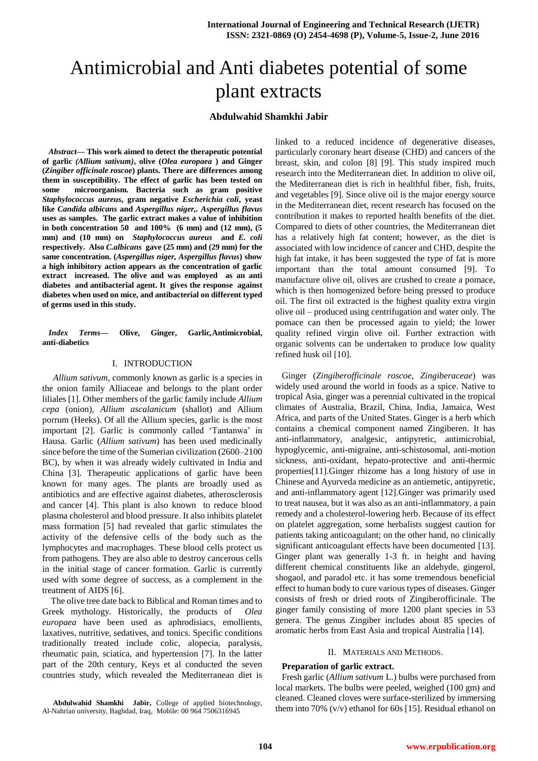# Antimicrobial and Anti diabetes potential of some plant extracts

**Abdulwahid Shamkhi Jabir**

***Abstract*— This work aimed to detect the therapeutic potential of garlic *(Allium sativum)*, olive (*Olea europaea* ) and Ginger (*Zingiber officinale roscoe*) plants. There are differences among them in susceptibility. The effect of garlic has been tested on some microorganism. Bacteria such as gram positive *Staphylococcus aureus*, gram negative *Escherichia coli*, yeast like *Candida albicans* and *Aspergillus niger*,. *Aspergillus flavus* uses as samples. The garlic extract makes a value of inhibition in both concentration 50 and 100% (6 mm) and (12 mm), (5 mm) and (10 mm) on *Staphylococcus aureus* and *E. coli* respectively. Also *C.albicans* gave (25 mm) and (29 mm) for the same concentration. (*Aspergillus niger, Aspergillus flavus*) show a high inhibitory action appears as the concentration of garlic extract increased. The olive and was employed as an anti diabetes and antibacterial agent. It gives the response against diabetes when used on mice, and antibacterial on different typed of germs used in this study.**

***Index Terms*— Olive, Ginger, Garlic,Antimicrobial, anti-diabetics**

## I. INTRODUCTION

*Allium sativum*, commonly known as garlic is a species in the onion family Alliaceae and belongs to the plant order liliales [1]. Other members of the garlic family include *Allium cepa* (onion), *Allium ascalanicum* (shallot) and Allium porrum (Heeks). Of all the Allium species, garlic is the most important [2]. Garlic is commonly called 'Tantanwa' in Hausa. Garlic (*Allium sativum*) has been used medicinally since before the time of the Sumerian civilization (2600–2100 BC), by when it was already widely cultivated in India and China [3]. Therapeutic applications of garlic have been known for many ages. The plants are broadly used as antibiotics and are effective against diabetes, atherosclerosis and cancer [4]. This plant is also known to reduce blood plasma cholesterol and blood pressure. It also inhibits platelet mass formation [5] had revealed that garlic stimulates the activity of the defensive cells of the body such as the lymphocytes and macrophages. These blood cells protect us from pathogens. They are also able to destroy cancerous cells in the initial stage of cancer formation. Garlic is currently used with some degree of success, as a complement in the treatment of AIDS [6].

The olive tree date back to Biblical and Roman times and to Greek mythology. Historically, the products of *Olea europaea* have been used as aphrodisiacs, emollients, laxatives, nutritive, sedatives, and tonics. Specific conditions traditionally treated include colic, alopecia, paralysis, rheumatic pain, sciatica, and hypertension [7]. In the latter part of the 20th century, Keys et al conducted the seven countries study, which revealed the Mediterranean diet is linked to a reduced incidence of degenerative diseases, particularly coronary heart disease (CHD) and cancers of the breast, skin, and colon [8] [9]. This study inspired much research into the Mediterranean diet. In addition to olive oil, the Mediterranean diet is rich in healthful fiber, fish, fruits, and vegetables [9]. Since olive oil is the major energy source in the Mediterranean diet, recent research has focused on the contribution it makes to reported health benefits of the diet. Compared to diets of other countries, the Mediterranean diet has a relatively high fat content; however, as the diet is associated with low incidence of cancer and CHD, despite the high fat intake, it has been suggested the type of fat is more important than the total amount consumed [9]. To manufacture olive oil, olives are crushed to create a pomace, which is then homogenized before being pressed to produce oil. The first oil extracted is the highest quality extra virgin olive oil – produced using centrifugation and water only. The pomace can then be processed again to yield; the lower quality refined virgin olive oil. Further extraction with organic solvents can be undertaken to produce low quality refined husk oil [10].

Ginger (*Zingiberofficinale roscoe*, *Zingiberaceae*) was widely used around the world in foods as a spice. Native to tropical Asia, ginger was a perennial cultivated in the tropical climates of Australia, Brazil, China, India, Jamaica, West Africa, and parts of the United States. Ginger is a herb which contains a chemical component named Zingiberen. It has anti-inflammatory, analgesic, antipyretic, antimicrobial, hypoglycemic, anti-migraine, anti-schistosomal, anti-motion sickness, anti-oxidant, hepato-protective and anti-thermic properties[11].Ginger rhizome has a long history of use in Chinese and Ayurveda medicine as an antiemetic, antipyretic, and anti-inflammatory agent [12].Ginger was primarily used to treat nausea, but it was also as an anti-inflammatory, a pain remedy and a cholesterol-lowering herb. Because of its effect on platelet aggregation, some herbalists suggest caution for patients taking anticoagulant; on the other hand, no clinically significant anticoagulant effects have been documented [13]. Ginger plant was generally 1-3 ft. in height and having different chemical constituents like an aldehyde, gingerol, shogaol, and paradol etc. it has some tremendous beneficial effect to human body to cure various types of diseases. Ginger consists of fresh or dried roots of Zingiberofficinale. The ginger family consisting of more 1200 plant species in 53 genera. The genus Zingiber includes about 85 species of aromatic herbs from East Asia and tropical Australia [14].

## II. MATERIALS AND METHODS.

### Preparation of garlic extract.

Fresh garlic (*Allium sativum* L.) bulbs were purchased from local markets. The bulbs were peeled, weighed (100 gm) and cleaned. Cleaned cloves were surface-sterilized by immersing them into 70% (v/v) ethanol for 60s [15]. Residual ethanol on

**Abdulwahid Shamkhi Jabir,** College of applied biotechnology, Al-Nahrian university, Baghdad, Iraq, Mobile: 00 964 7506316945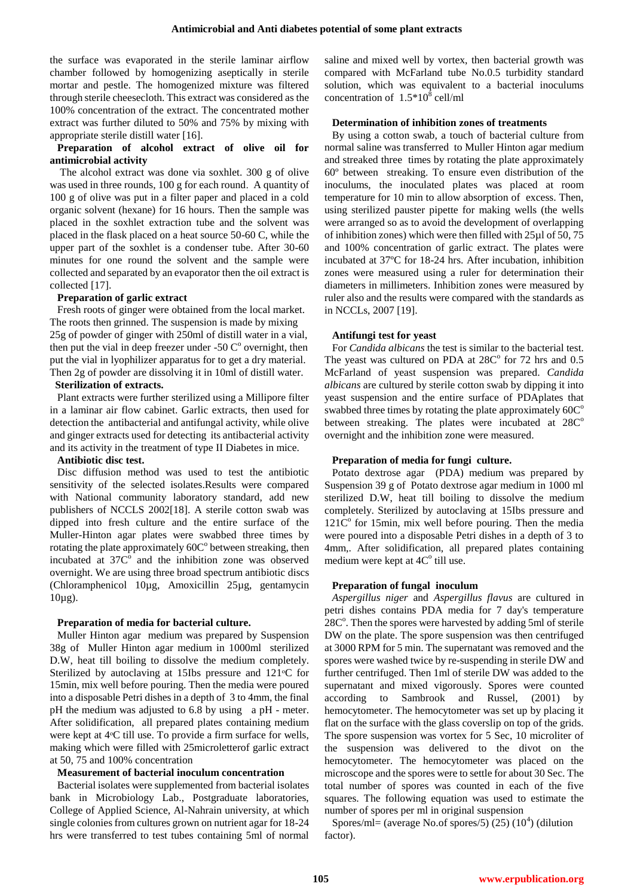the surface was evaporated in the sterile laminar airflow chamber followed by homogenizing aseptically in sterile mortar and pestle. The homogenized mixture was filtered through sterile cheesecloth. This extract was considered as the 100% concentration of the extract. The concentrated mother extract was further diluted to 50% and 75% by mixing with appropriate sterile distill water [16].

**Preparation of alcohol extract of olive oil for antimicrobial activity**

The alcohol extract was done via soxhlet. 300 g of olive was used in three rounds, 100 g for each round. A quantity of 100 g of olive was put in a filter paper and placed in a cold organic solvent (hexane) for 16 hours. Then the sample was placed in the soxhlet extraction tube and the solvent was placed in the flask placed on a heat source 50-60 C, while the upper part of the soxhlet is a condenser tube. After 30-60 minutes for one round the solvent and the sample were collected and separated by an evaporator then the oil extract is collected [17].

**Preparation of garlic extract**

Fresh roots of ginger were obtained from the local market. The roots then grinned. The suspension is made by mixing 25g of powder of ginger with 250ml of distill water in a vial, then put the vial in deep freezer under -50 C° overnight, then put the vial in lyophilizer apparatus for to get a dry material. Then 2g of powder are dissolving it in 10ml of distill water.

**Sterilization of extracts.**

Plant extracts were further sterilized using a Millipore filter in a laminar air flow cabinet. Garlic extracts, then used for detection the antibacterial and antifungal activity, while olive and ginger extracts used for detecting its antibacterial activity and its activity in the treatment of type II Diabetes in mice.

**Antibiotic disc test.**

Disc diffusion method was used to test the antibiotic sensitivity of the selected isolates.Results were compared with National community laboratory standard, add new publishers of NCCLS 2002[18]. A sterile cotton swab was dipped into fresh culture and the entire surface of the Muller-Hinton agar plates were swabbed three times by rotating the plate approximately 60C° between streaking, then incubated at 37C° and the inhibition zone was observed overnight. We are using three broad spectrum antibiotic discs (Chloramphenicol 10µg, Amoxicillin 25µg, gentamycin 10µg).

**Preparation of media for bacterial culture.**

Muller Hinton agar medium was prepared by Suspension 38g of Muller Hinton agar medium in 1000ml sterilized D.W, heat till boiling to dissolve the medium completely. Sterilized by autoclaving at 15Ibs pressure and 121°C for 15min, mix well before pouring. Then the media were poured into a disposable Petri dishes in a depth of 3 to 4mm, the final pH the medium was adjusted to 6.8 by using a pH - meter. After solidification, all prepared plates containing medium were kept at 4°C till use. To provide a firm surface for wells, making which were filled with 25microletterof garlic extract at 50, 75 and 100% concentration

**Measurement of bacterial inoculum concentration**

Bacterial isolates were supplemented from bacterial isolates bank in Microbiology Lab., Postgraduate laboratories, College of Applied Science, Al-Nahrain university, at which single colonies from cultures grown on nutrient agar for 18-24 hrs were transferred to test tubes containing 5ml of normal saline and mixed well by vortex, then bacterial growth was compared with McFarland tube No.0.5 turbidity standard solution, which was equivalent to a bacterial inoculums concentration of $1.5*10^8$ cell/ml

**Determination of inhibition zones of treatments**

By using a cotton swab, a touch of bacterial culture from normal saline was transferred to Muller Hinton agar medium and streaked three times by rotating the plate approximately 60° between streaking. To ensure even distribution of the inoculums, the inoculated plates was placed at room temperature for 10 min to allow absorption of excess. Then, using sterilized pauster pipette for making wells (the wells were arranged so as to avoid the development of overlapping of inhibition zones) which were then filled with 25µl of 50, 75 and 100% concentration of garlic extract. The plates were incubated at 37ºC for 18-24 hrs. After incubation, inhibition zones were measured using a ruler for determination their diameters in millimeters. Inhibition zones were measured by ruler also and the results were compared with the standards as in NCCLs, 2007 [19].

**Antifungi test for yeast**

For *Candida albicans* the test is similar to the bacterial test. The yeast was cultured on PDA at 28C° for 72 hrs and 0.5 McFarland of yeast suspension was prepared. *Candida albicans* are cultured by sterile cotton swab by dipping it into yeast suspension and the entire surface of PDAplates that swabbed three times by rotating the plate approximately 60C° between streaking. The plates were incubated at 28C° overnight and the inhibition zone were measured.

**Preparation of media for fungi culture.**

Potato dextrose agar (PDA) medium was prepared by Suspension 39 g of Potato dextrose agar medium in 1000 ml sterilized D.W, heat till boiling to dissolve the medium completely. Sterilized by autoclaving at 15Ibs pressure and 121C° for 15min, mix well before pouring. Then the media were poured into a disposable Petri dishes in a depth of 3 to 4mm,. After solidification, all prepared plates containing medium were kept at 4C° till use.

**Preparation of fungal inoculum**

*Aspergillus niger* and *Aspergillus flavus* are cultured in petri dishes contains PDA media for 7 day's temperature 28C°. Then the spores were harvested by adding 5ml of sterile DW on the plate. The spore suspension was then centrifuged at 3000 RPM for 5 min. The supernatant was removed and the spores were washed twice by re-suspending in sterile DW and further centrifuged. Then 1ml of sterile DW was added to the supernatant and mixed vigorously. Spores were counted according to Sambrook and Russel, (2001) by hemocytometer. The hemocytometer was set up by placing it flat on the surface with the glass coverslip on top of the grids. The spore suspension was vortex for 5 Sec, 10 microliter of the suspension was delivered to the divot on the hemocytometer. The hemocytometer was placed on the microscope and the spores were to settle for about 30 Sec. The total number of spores was counted in each of the five squares. The following equation was used to estimate the number of spores per ml in original suspension

Spores/ml= (average No.of spores/5) (25) $(10^4)$ (dilution factor).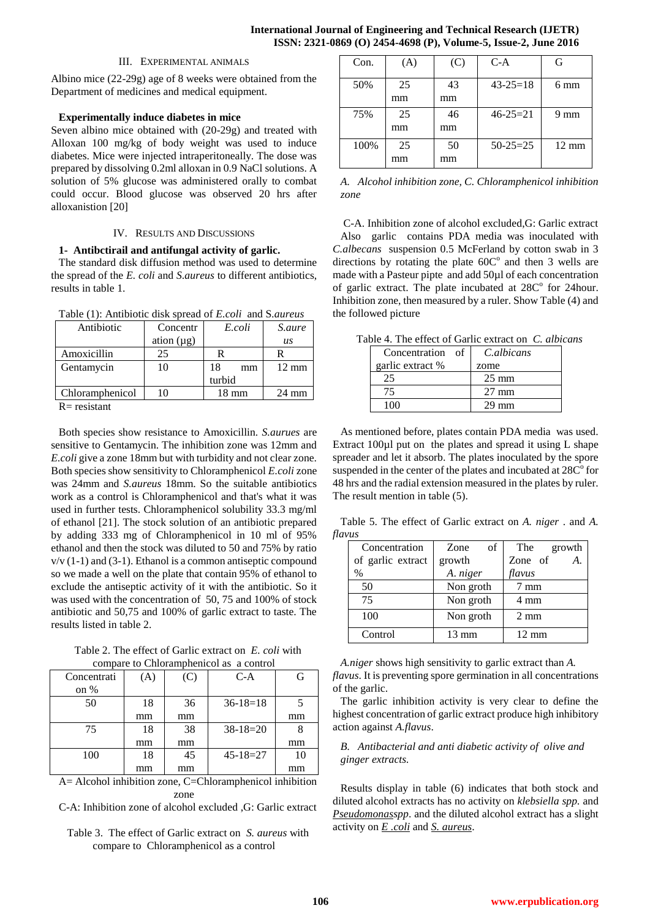### III. Experimental Animals

Albino mice (22-29g) age of 8 weeks were obtained from the Department of medicines and medical equipment.

**Experimentally induce diabetes in mice**

Seven albino mice obtained with (20-29g) and treated with Alloxan 100 mg/kg of body weight was used to induce diabetes. Mice were injected intraperitoneally. The dose was prepared by dissolving 0.2ml alloxan in 0.9 NaCl solutions. A solution of 5% glucose was administered orally to combat could occur. Blood glucose was observed 20 hrs after alloxanistion [20]

### IV. Results and Discussions

**1- Antibctirail and antifungal activity of garlic.**

The standard disk diffusion method was used to determine the spread of the *E. coli* and *S.aureus* to different antibiotics, results in table 1.

Table (1): Antibiotic disk spread of *E.coli* and S.*aureus*

| Antibiotic | Concentration (µg) | *E.coli* | *S.aureus* |
|---|---|---|---|
| Amoxicillin | 25 | R | R |
| Gentamycin | 10 | 18 mm turbid | 12 mm |
| Chloramphenicol | 10 | 18 mm | 24 mm |

R= resistant

Both species show resistance to Amoxicillin. *S.aurues* are sensitive to Gentamycin. The inhibition zone was 12mm and *E.coli* give a zone 18mm but with turbidity and not clear zone. Both species show sensitivity to Chloramphenicol *E.coli* zone was 24mm and *S.aureus* 18mm. So the suitable antibiotics work as a control is Chloramphenicol and that's what it was used in further tests. Chloramphenicol solubility 33.3 mg/ml of ethanol [21]. The stock solution of an antibiotic prepared by adding 333 mg of Chloramphenicol in 10 ml of 95% ethanol and then the stock was diluted to 50 and 75% by ratio v/v (1-1) and (3-1). Ethanol is a common antiseptic compound so we made a well on the plate that contain 95% of ethanol to exclude the antiseptic activity of it with the antibiotic. So it was used with the concentration of 50, 75 and 100% of stock antibiotic and 50,75 and 100% of garlic extract to taste. The results listed in table 2.

Table 2. The effect of Garlic extract on *E. coli* with compare to Chloramphenicol as a control

| Concentration % | (A) | (C) | C-A | G |
|---|---|---|---|---|
| 50 | 18 mm | 36 mm | 36-18=18 | 5 mm |
| 75 | 18 mm | 38 mm | 38-18=20 | 8 mm |
| 100 | 18 mm | 45 mm | 45-18=27 | 10 mm |

A= Alcohol inhibition zone, C=Chloramphenicol inhibition zone

C-A: Inhibition zone of alcohol excluded ,G: Garlic extract

Table 3. The effect of Garlic extract on *S. aureus* with compare to Chloramphenicol as a control

| Con. | (A) | (C) | C-A | G |
|---|---|---|---|---|
| 50% | 25 mm | 43 mm | 43-25=18 | 6 mm |
| 75% | 25 mm | 46 mm | 46-25=21 | 9 mm |
| 100% | 25 mm | 50 mm | 50-25=25 | 12 mm |

*A. Alcohol inhibition zone, C. Chloramphenicol inhibition zone*

C-A. Inhibition zone of alcohol excluded,G: Garlic extract

Also garlic contains PDA media was inoculated with *C.albecans* suspension 0.5 McFerland by cotton swab in 3 directions by rotating the plate 60C° and then 3 wells are made with a Pasteur pipte and add 50µl of each concentration of garlic extract. The plate incubated at 28C° for 24hour. Inhibition zone, then measured by a ruler. Show Table (4) and the followed picture

Table 4. The effect of Garlic extract on *C. albicans*

| Concentration of garlic extract % | *C.albicans* zome |
|---|---|
| 25 | 25 mm |
| 75 | 27 mm |
| 100 | 29 mm |

As mentioned before, plates contain PDA media was used. Extract 100µl put on the plates and spread it using L shape spreader and let it absorb. The plates inoculated by the spore suspended in the center of the plates and incubated at 28C° for 48 hrs and the radial extension measured in the plates by ruler. The result mention in table (5).

Table 5. The effect of Garlic extract on *A. niger* . and *A. flavus*

| Concentration of garlic extract % | Zone of growth *A. niger* | The growth Zone of *A. flavus* |
|---|---|---|
| 50 | Non groth | 7 mm |
| 75 | Non groth | 4 mm |
| 100 | Non groth | 2 mm |
| Control | 13 mm | 12 mm |

*A.niger* shows high sensitivity to garlic extract than *A. flavus*. It is preventing spore germination in all concentrations of the garlic.

The garlic inhibition activity is very clear to define the highest concentration of garlic extract produce high inhibitory action against *A.flavus*.

*B. Antibacterial and anti diabetic activity of olive and ginger extracts.*

Results display in table (6) indicates that both stock and diluted alcohol extracts has no activity on *klebsiella spp.* and *Pseudomonasspp*. and the diluted alcohol extract has a slight activity on *E .coli* and *S. aureus*.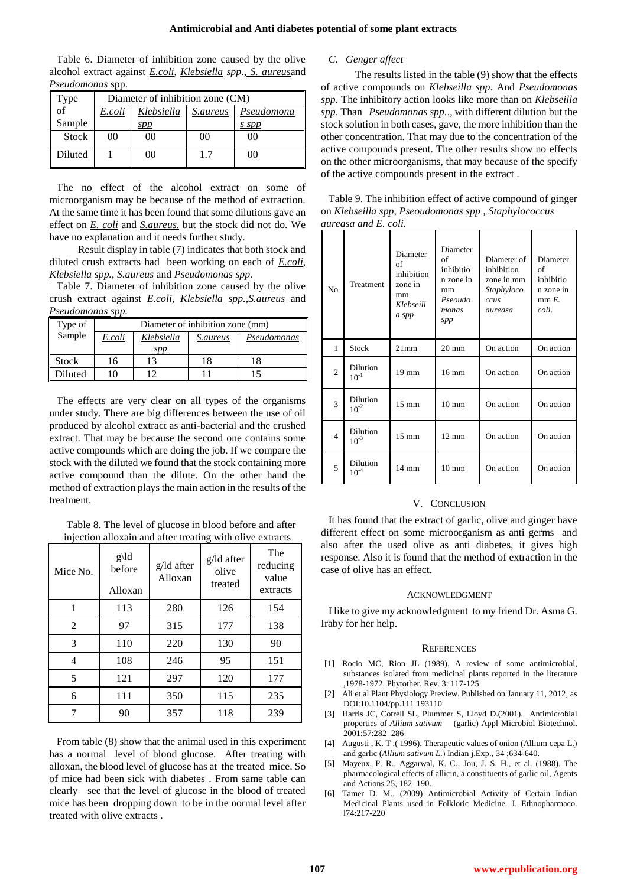Table 6. Diameter of inhibition zone caused by the olive alcohol extract against *E.coli*, *Klebsiella spp.*, *S. aureus* and *Pseudomonas* spp.

| Type of Sample | Diameter of inhibition zone (CM) | | | |
|---|---|---|---|---|
| | *E.coli* | *Klebsiella spp* | *S.aureus* | *Pseudomonas spp* |
| Stock | 00 | 00 | 00 | 00 |
| Diluted | 1 | 00 | 1.7 | 00 |

The no effect of the alcohol extract on some of microorganism may be because of the method of extraction. At the same time it has been found that some dilutions gave an effect on *E. coli* and *S.aureus*, but the stock did not do. We have no explanation and it needs further study.

Result display in table (7) indicates that both stock and diluted crush extracts had been working on each of *E.coli*, *Klebsiella spp.*, *S.aureus* and *Pseudomonas spp.*

Table 7. Diameter of inhibition zone caused by the olive crush extract against *E.coli*, *Klebsiella spp.*, *S.aureus* and *Pseudomonas spp.*

| Type of Sample | Diameter of inhibition zone (mm) | | | |
|---|---|---|---|---|
| | *E.coli* | *Klebsiella spp* | *S.aureus* | *Pseudomonas* |
| Stock | 16 | 13 | 18 | 18 |
| Diluted | 10 | 12 | 11 | 15 |

The effects are very clear on all types of the organisms under study. There are big differences between the use of oil produced by alcohol extract as anti-bacterial and the crushed extract. That may be because the second one contains some active compounds which are doing the job. If we compare the stock with the diluted we found that the stock containing more active compound than the dilute. On the other hand the method of extraction plays the main action in the results of the treatment.

Table 8. The level of glucose in blood before and after injection alloxain and after treating with olive extracts

| Mice No. | g\ld before Alloxan | g/ld after Alloxan | g/ld after olive treated | The reducing value extracts |
|---|---|---|---|---|
| 1 | 113 | 280 | 126 | 154 |
| 2 | 97 | 315 | 177 | 138 |
| 3 | 110 | 220 | 130 | 90 |
| 4 | 108 | 246 | 95 | 151 |
| 5 | 121 | 297 | 120 | 177 |
| 6 | 111 | 350 | 115 | 235 |
| 7 | 90 | 357 | 118 | 239 |

From table (8) show that the animal used in this experiment has a normal level of blood glucose. After treating with alloxan, the blood level of glucose has at the treated mice. So of mice had been sick with diabetes . From same table can clearly see that the level of glucose in the blood of treated mice has been dropping down to be in the normal level after treated with olive extracts .

### C. Genger affect

The results listed in the table (9) show that the effects of active compounds on *Klebseilla spp*. And *Pseudomonas spp.* The inhibitory action looks like more than on *Klebseilla spp*. Than *Pseudomonas spp..*, with different dilution but the stock solution in both cases, gave, the more inhibition than the other concentration. That may due to the concentration of the active compounds present. The other results show no effects on the other microorganisms, that may because of the specify of the active compounds present in the extract .

Table 9. The inhibition effect of active compound of ginger on *Klebseilla spp, Pseoudomonas spp , Staphylococcus aureasa and E. coli.*

| No | Treatment | Diameter of inhibition zone in mm *Klebseilla spp* | Diameter of inhibition zone in mm *Pseoudomonas spp* | Diameter of inhibition zone in mm *Staphylococcus aureasa* | Diameter of inhibition zone in mm *E. coli.* |
|---|---|---|---|---|---|
| 1 | Stock | 21mm | 20 mm | On action | On action |
| 2 | Dilution $10^{-1}$ | 19 mm | 16 mm | On action | On action |
| 3 | Dilution $10^{-2}$ | 15 mm | 10 mm | On action | On action |
| 4 | Dilution $10^{-3}$ | 15 mm | 12 mm | On action | On action |
| 5 | Dilution $10^{-4}$ | 14 mm | 10 mm | On action | On action |

## V. Conclusion

It has found that the extract of garlic, olive and ginger have different effect on some microorganism as anti germs and also after the used olive as anti diabetes, it gives high response. Also it is found that the method of extraction in the case of olive has an effect.

## Acknowledgment

I like to give my acknowledgment to my friend Dr. Asma G. Iraby for her help.

## References

[1] Rocio MC, Rion JL (1989). A review of some antimicrobial, substances isolated from medicinal plants reported in the literature ,1978-1972. Phytother. Rev. 3: 117-125

[2] Ali et al Plant Physiology Preview. Published on January 11, 2012, as DOI:10.1104/pp.111.193110

[3] Harris JC, Cotrell SL, Plummer S, Lloyd D.(2001). Antimicrobial properties of *Allium sativum* (garlic) Appl Microbiol Biotechnol. 2001;57:282–286

[4] Augusti , K. T .( 1996). Therapeutic values of onion (Allium cepa L.) and garlic (*Allium sativum L.*) Indian j.Exp., 34 ;634-640.

[5] Mayeux, P. R., Aggarwal, K. C., Jou, J. S. H., et al. (1988). The pharmacological effects of allicin, a constituents of garlic oil, Agents and Actions 25, 182–190.

[6] Tamer D. M., (2009) Antimicrobial Activity of Certain Indian Medicinal Plants used in Folkloric Medicine. J. Ethnopharmaco. l74:217-220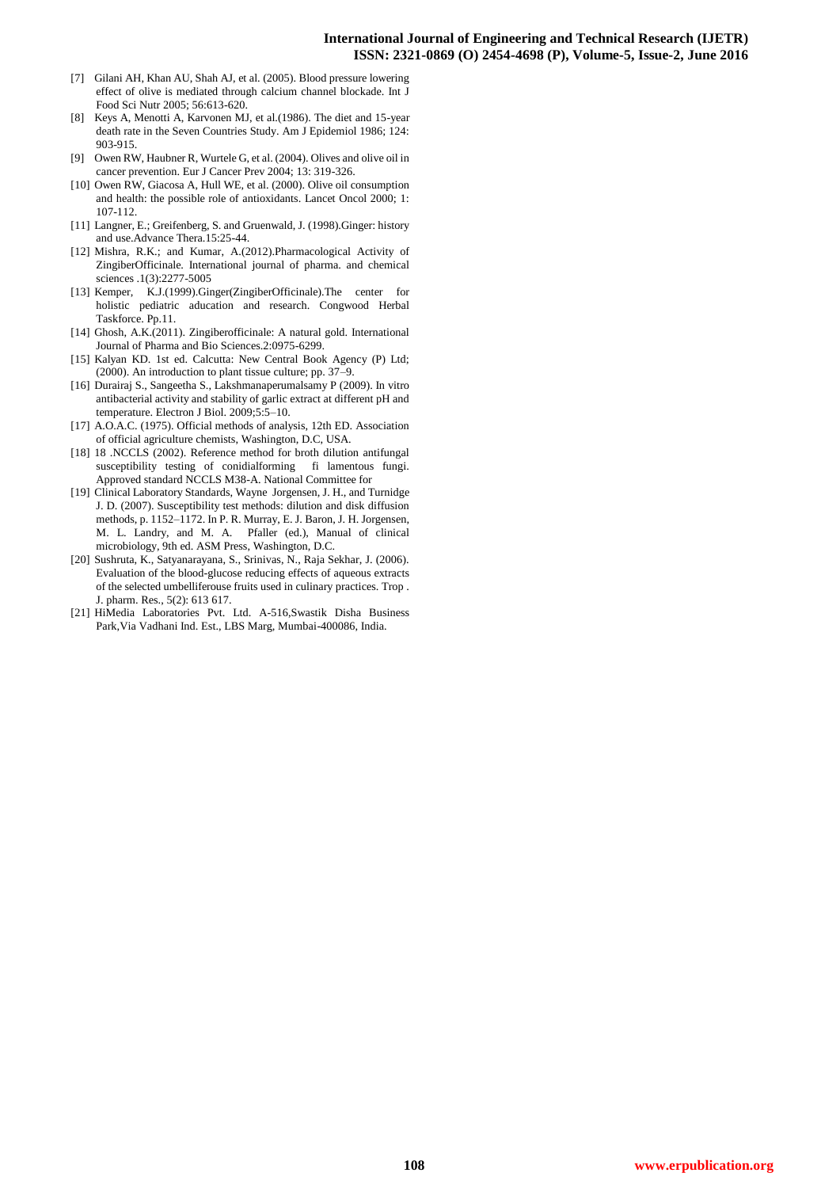[7] Gilani AH, Khan AU, Shah AJ, et al. (2005). Blood pressure lowering effect of olive is mediated through calcium channel blockade. Int J Food Sci Nutr 2005; 56:613-620.

[8] Keys A, Menotti A, Karvonen MJ, et al.(1986). The diet and 15-year death rate in the Seven Countries Study. Am J Epidemiol 1986; 124: 903-915.

[9] Owen RW, Haubner R, Wurtele G, et al. (2004). Olives and olive oil in cancer prevention. Eur J Cancer Prev 2004; 13: 319-326.

[10] Owen RW, Giacosa A, Hull WE, et al. (2000). Olive oil consumption and health: the possible role of antioxidants. Lancet Oncol 2000; 1: 107-112.

[11] Langner, E.; Greifenberg, S. and Gruenwald, J. (1998).Ginger: history and use.Advance Thera.15:25-44.

[12] Mishra, R.K.; and Kumar, A.(2012).Pharmacological Activity of ZingiberOfficinale. International journal of pharma. and chemical sciences .1(3):2277-5005

[13] Kemper, K.J.(1999).Ginger(ZingiberOfficinale).The center for holistic pediatric aducation and research. Congwood Herbal Taskforce. Pp.11.

[14] Ghosh, A.K.(2011). Zingiberofficinale: A natural gold. International Journal of Pharma and Bio Sciences.2:0975-6299.

[15] Kalyan KD. 1st ed. Calcutta: New Central Book Agency (P) Ltd; (2000). An introduction to plant tissue culture; pp. 37–9.

[16] Durairaj S., Sangeetha S., Lakshmanaperumalsamy P (2009). In vitro antibacterial activity and stability of garlic extract at different pH and temperature. Electron J Biol. 2009;5:5–10.

[17] A.O.A.C. (1975). Official methods of analysis, 12th ED. Association of official agriculture chemists, Washington, D.C, USA.

[18] 18 .NCCLS (2002). Reference method for broth dilution antifungal susceptibility testing of conidialforming fi lamentous fungi. Approved standard NCCLS M38-A. National Committee for

[19] Clinical Laboratory Standards, Wayne Jorgensen, J. H., and Turnidge J. D. (2007). Susceptibility test methods: dilution and disk diffusion methods, p. 1152–1172. In P. R. Murray, E. J. Baron, J. H. Jorgensen, M. L. Landry, and M. A. Pfaller (ed.), Manual of clinical microbiology, 9th ed. ASM Press, Washington, D.C.

[20] Sushruta, K., Satyanarayana, S., Srinivas, N., Raja Sekhar, J. (2006). Evaluation of the blood-glucose reducing effects of aqueous extracts of the selected umbelliferouse fruits used in culinary practices. Trop . J. pharm. Res., 5(2): 613 617.

[21] HiMedia Laboratories Pvt. Ltd. A-516,Swastik Disha Business Park,Via Vadhani Ind. Est., LBS Marg, Mumbai-400086, India.